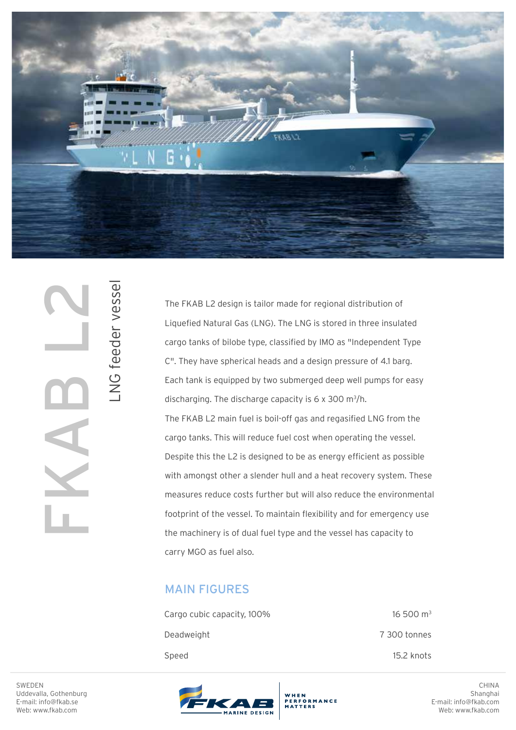# FKAB L2

## LNG feeder vessel

The FKAB L2 design is tailor made for regional distribution of Liquefied Natural Gas (LNG). The LNG is stored in three insulated cargo tanks of bilobe type, classified by IMO as "Independent Type C". They have spherical heads and a design pressure of 4.1 barg. Each tank is equipped by two submerged deep well pumps for easy discharging. The discharge capacity is 6 x 300 m$^3$/h.

The FKAB L2 main fuel is boil-off gas and regasified LNG from the cargo tanks. This will reduce fuel cost when operating the vessel. Despite this the L2 is designed to be as energy efficient as possible with amongst other a slender hull and a heat recovery system. These measures reduce costs further but will also reduce the environmental footprint of the vessel. To maintain flexibility and for emergency use the machinery is of dual fuel type and the vessel has capacity to carry MGO as fuel also.

### MAIN FIGURES

| | |
|---|---|
| Cargo cubic capacity, 100% | 16 500 m$^3$ |
| Deadweight | 7 300 tonnes |
| Speed | 15.2 knots |

SWEDEN
Uddevalla, Gothenburg
E-mail: info@fkab.se
Web: www.fkab.com

FKAB MARINE DESIGN — WHEN PERFORMANCE MATTERS

CHINA
Shanghai
E-mail: info@fkab.com
Web: www.fkab.com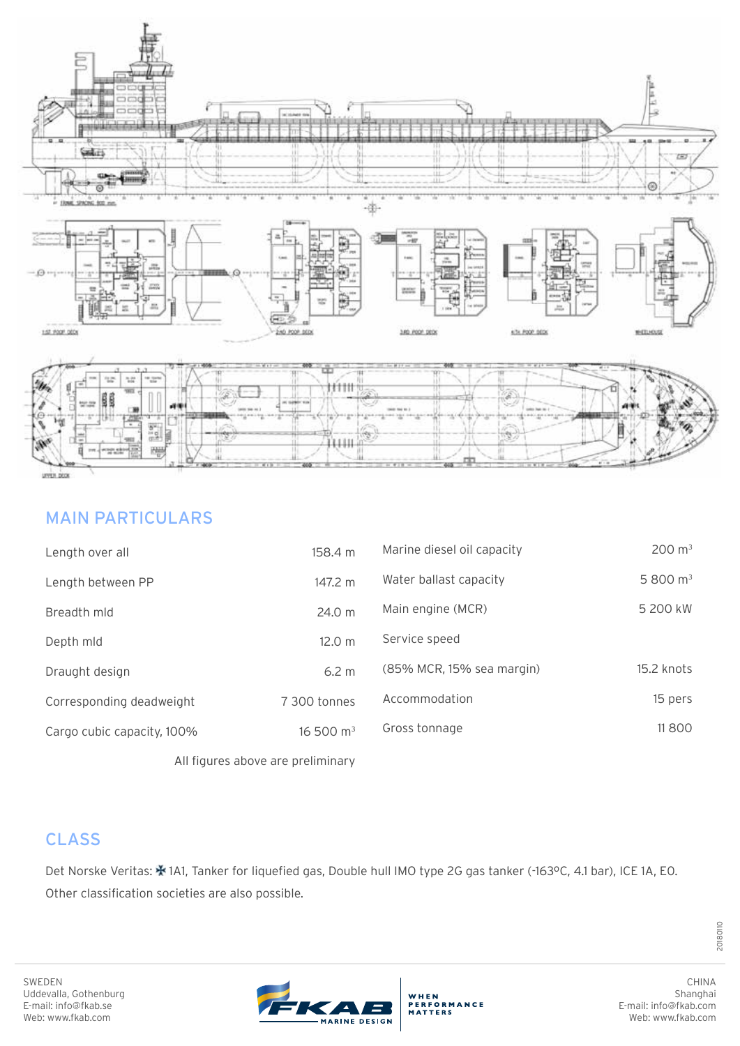## MAIN PARTICULARS

| | | | |
|---|---|---|---|
| Length over all | 158.4 m | Marine diesel oil capacity | 200 m$^3$ |
| Length between PP | 147.2 m | Water ballast capacity | 5 800 m$^3$ |
| Breadth mld | 24.0 m | Main engine (MCR) | 5 200 kW |
| Depth mld | 12.0 m | Service speed | |
| Draught design | 6.2 m | (85% MCR, 15% sea margin) | 15.2 knots |
| Corresponding deadweight | 7 300 tonnes | Accommodation | 15 pers |
| Cargo cubic capacity, 100% | 16 500 m$^3$ | Gross tonnage | 11 800 |

All figures above are preliminary

## CLASS

Det Norske Veritas: ✠1A1, Tanker for liquefied gas, Double hull IMO type 2G gas tanker (-163ºC, 4.1 bar), ICE 1A, E0.
Other classification societies are also possible.

SWEDEN
Uddevalla, Gothenburg
E-mail: info@fkab.se
Web: www.fkab.com

FKAB MARINE DESIGN — WHEN PERFORMANCE MATTERS

CHINA
Shanghai
E-mail: info@fkab.com
Web: www.fkab.com